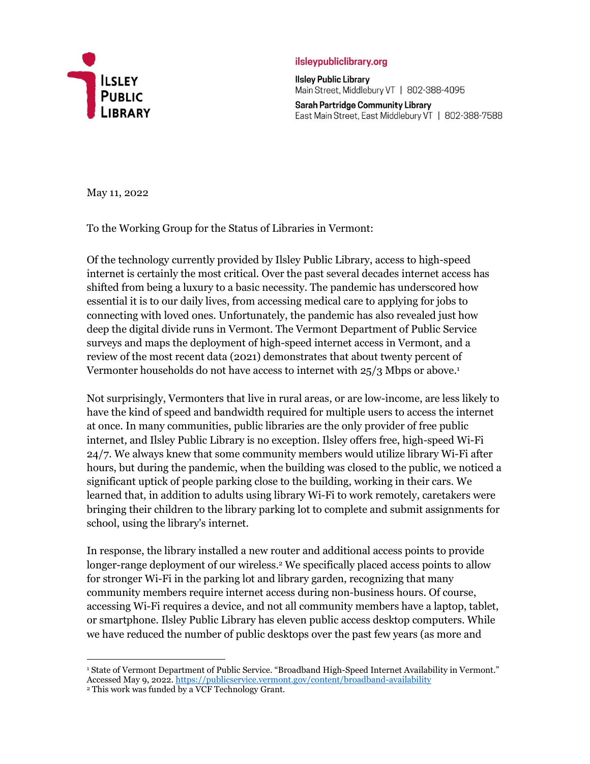**ILSLEY PUBLIC LIBRARY**

ilsleypubliclibrary.org

**Ilsley Public Library**
Main Street, Middlebury VT | 802-388-4095

**Sarah Partridge Community Library**
East Main Street, East Middlebury VT | 802-388-7588

May 11, 2022

To the Working Group for the Status of Libraries in Vermont:

Of the technology currently provided by Ilsley Public Library, access to high-speed internet is certainly the most critical. Over the past several decades internet access has shifted from being a luxury to a basic necessity. The pandemic has underscored how essential it is to our daily lives, from accessing medical care to applying for jobs to connecting with loved ones. Unfortunately, the pandemic has also revealed just how deep the digital divide runs in Vermont. The Vermont Department of Public Service surveys and maps the deployment of high-speed internet access in Vermont, and a review of the most recent data (2021) demonstrates that about twenty percent of Vermonter households do not have access to internet with 25/3 Mbps or above.[1]

Not surprisingly, Vermonters that live in rural areas, or are low-income, are less likely to have the kind of speed and bandwidth required for multiple users to access the internet at once. In many communities, public libraries are the only provider of free public internet, and Ilsley Public Library is no exception. Ilsley offers free, high-speed Wi-Fi 24/7. We always knew that some community members would utilize library Wi-Fi after hours, but during the pandemic, when the building was closed to the public, we noticed a significant uptick of people parking close to the building, working in their cars. We learned that, in addition to adults using library Wi-Fi to work remotely, caretakers were bringing their children to the library parking lot to complete and submit assignments for school, using the library's internet.

In response, the library installed a new router and additional access points to provide longer-range deployment of our wireless.[2] We specifically placed access points to allow for stronger Wi-Fi in the parking lot and library garden, recognizing that many community members require internet access during non-business hours. Of course, accessing Wi-Fi requires a device, and not all community members have a laptop, tablet, or smartphone. Ilsley Public Library has eleven public access desktop computers. While we have reduced the number of public desktops over the past few years (as more and

---

[1] State of Vermont Department of Public Service. "Broadband High-Speed Internet Availability in Vermont." Accessed May 9, 2022. https://publicservice.vermont.gov/content/broadband-availability

[2] This work was funded by a VCF Technology Grant.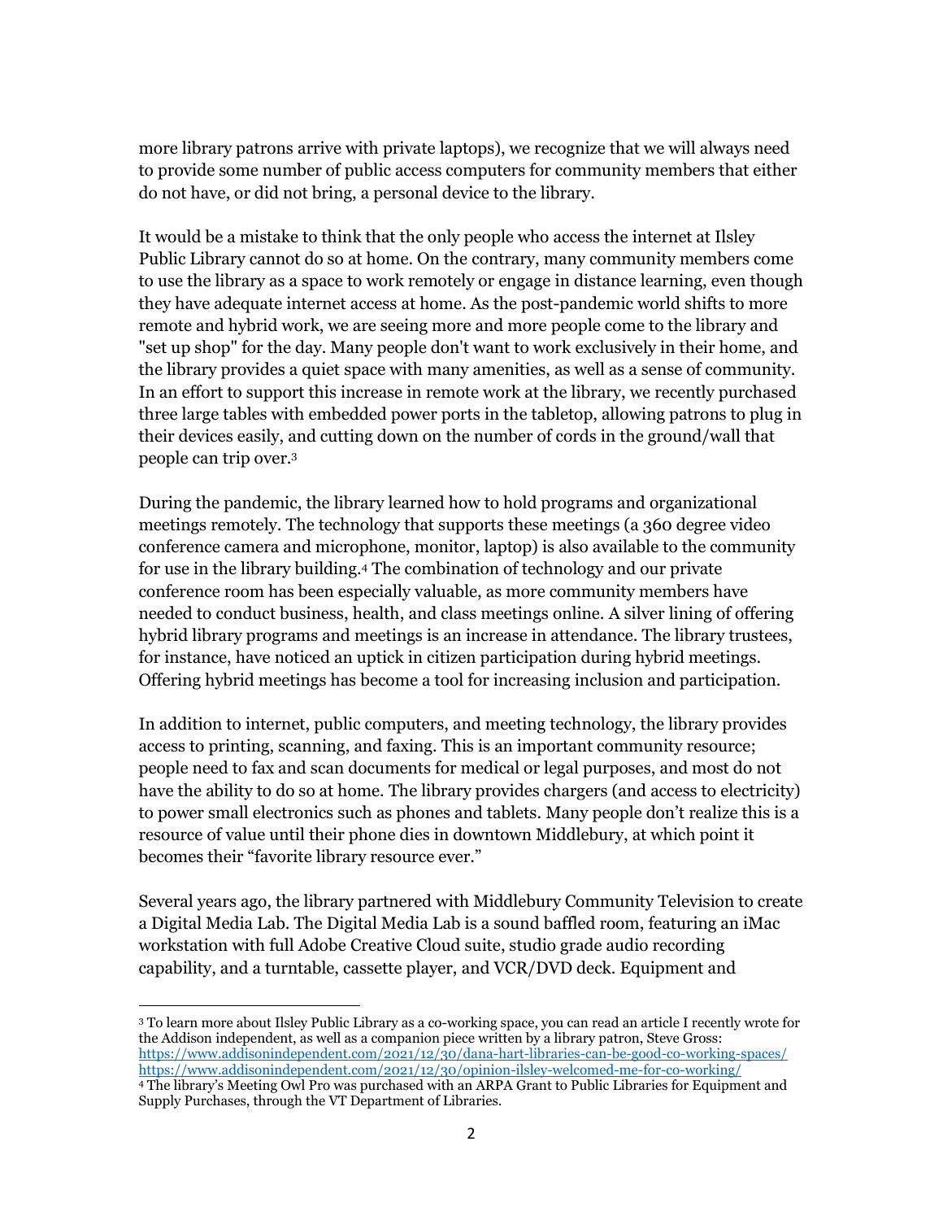more library patrons arrive with private laptops), we recognize that we will always need to provide some number of public access computers for community members that either do not have, or did not bring, a personal device to the library.

It would be a mistake to think that the only people who access the internet at Ilsley Public Library cannot do so at home. On the contrary, many community members come to use the library as a space to work remotely or engage in distance learning, even though they have adequate internet access at home. As the post-pandemic world shifts to more remote and hybrid work, we are seeing more and more people come to the library and "set up shop" for the day. Many people don't want to work exclusively in their home, and the library provides a quiet space with many amenities, as well as a sense of community. In an effort to support this increase in remote work at the library, we recently purchased three large tables with embedded power ports in the tabletop, allowing patrons to plug in their devices easily, and cutting down on the number of cords in the ground/wall that people can trip over.[3]

During the pandemic, the library learned how to hold programs and organizational meetings remotely. The technology that supports these meetings (a 360 degree video conference camera and microphone, monitor, laptop) is also available to the community for use in the library building.[4] The combination of technology and our private conference room has been especially valuable, as more community members have needed to conduct business, health, and class meetings online. A silver lining of offering hybrid library programs and meetings is an increase in attendance. The library trustees, for instance, have noticed an uptick in citizen participation during hybrid meetings. Offering hybrid meetings has become a tool for increasing inclusion and participation.

In addition to internet, public computers, and meeting technology, the library provides access to printing, scanning, and faxing. This is an important community resource; people need to fax and scan documents for medical or legal purposes, and most do not have the ability to do so at home. The library provides chargers (and access to electricity) to power small electronics such as phones and tablets. Many people don't realize this is a resource of value until their phone dies in downtown Middlebury, at which point it becomes their "favorite library resource ever."

Several years ago, the library partnered with Middlebury Community Television to create a Digital Media Lab. The Digital Media Lab is a sound baffled room, featuring an iMac workstation with full Adobe Creative Cloud suite, studio grade audio recording capability, and a turntable, cassette player, and VCR/DVD deck. Equipment and

---

[3] To learn more about Ilsley Public Library as a co-working space, you can read an article I recently wrote for the Addison independent, as well as a companion piece written by a library patron, Steve Gross:
https://www.addisonindependent.com/2021/12/30/dana-hart-libraries-can-be-good-co-working-spaces/
https://www.addisonindependent.com/2021/12/30/opinion-ilsley-welcomed-me-for-co-working/

[4] The library's Meeting Owl Pro was purchased with an ARPA Grant to Public Libraries for Equipment and Supply Purchases, through the VT Department of Libraries.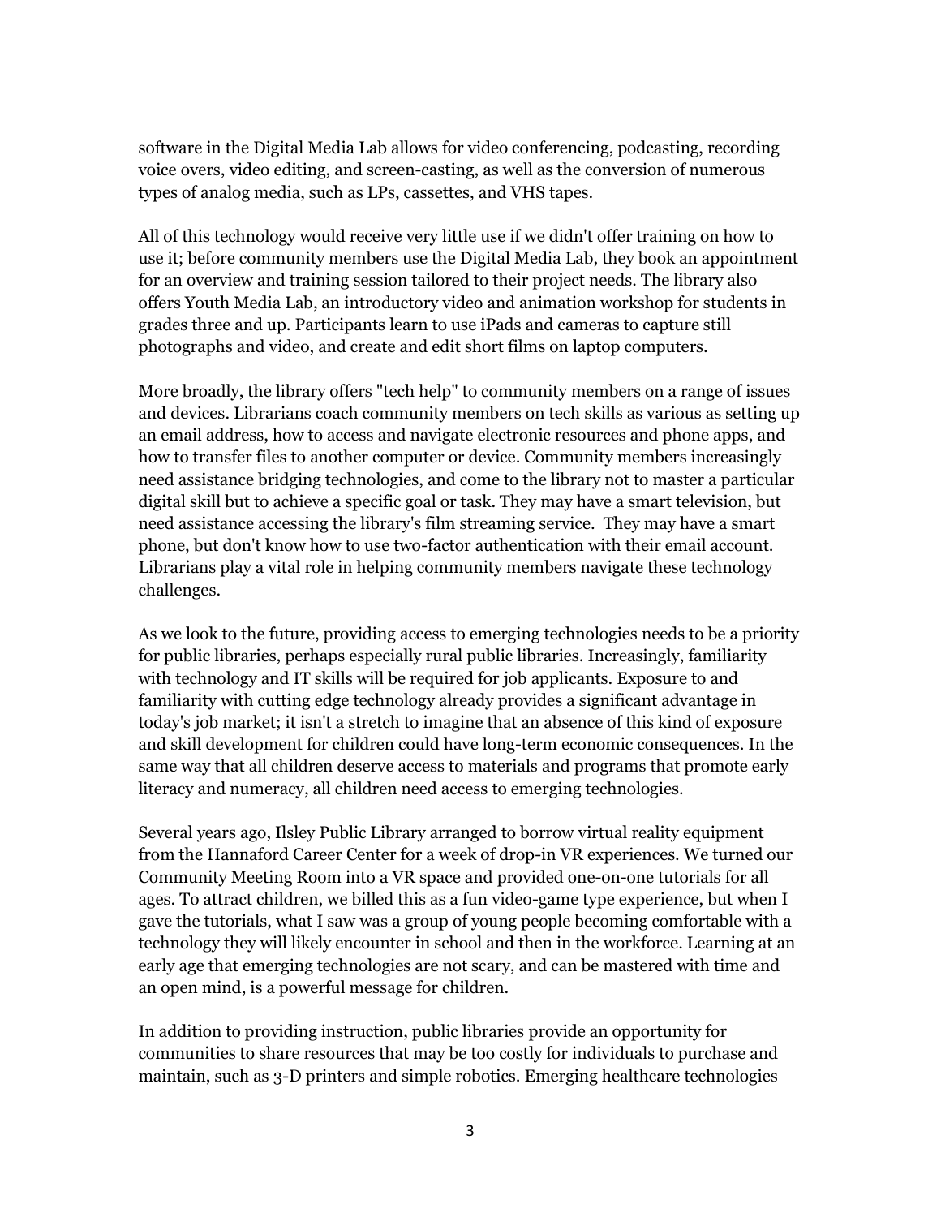software in the Digital Media Lab allows for video conferencing, podcasting, recording voice overs, video editing, and screen-casting, as well as the conversion of numerous types of analog media, such as LPs, cassettes, and VHS tapes.

All of this technology would receive very little use if we didn't offer training on how to use it; before community members use the Digital Media Lab, they book an appointment for an overview and training session tailored to their project needs. The library also offers Youth Media Lab, an introductory video and animation workshop for students in grades three and up. Participants learn to use iPads and cameras to capture still photographs and video, and create and edit short films on laptop computers.

More broadly, the library offers "tech help" to community members on a range of issues and devices. Librarians coach community members on tech skills as various as setting up an email address, how to access and navigate electronic resources and phone apps, and how to transfer files to another computer or device. Community members increasingly need assistance bridging technologies, and come to the library not to master a particular digital skill but to achieve a specific goal or task. They may have a smart television, but need assistance accessing the library's film streaming service. They may have a smart phone, but don't know how to use two-factor authentication with their email account. Librarians play a vital role in helping community members navigate these technology challenges.

As we look to the future, providing access to emerging technologies needs to be a priority for public libraries, perhaps especially rural public libraries. Increasingly, familiarity with technology and IT skills will be required for job applicants. Exposure to and familiarity with cutting edge technology already provides a significant advantage in today's job market; it isn't a stretch to imagine that an absence of this kind of exposure and skill development for children could have long-term economic consequences. In the same way that all children deserve access to materials and programs that promote early literacy and numeracy, all children need access to emerging technologies.

Several years ago, Ilsley Public Library arranged to borrow virtual reality equipment from the Hannaford Career Center for a week of drop-in VR experiences. We turned our Community Meeting Room into a VR space and provided one-on-one tutorials for all ages. To attract children, we billed this as a fun video-game type experience, but when I gave the tutorials, what I saw was a group of young people becoming comfortable with a technology they will likely encounter in school and then in the workforce. Learning at an early age that emerging technologies are not scary, and can be mastered with time and an open mind, is a powerful message for children.

In addition to providing instruction, public libraries provide an opportunity for communities to share resources that may be too costly for individuals to purchase and maintain, such as 3-D printers and simple robotics. Emerging healthcare technologies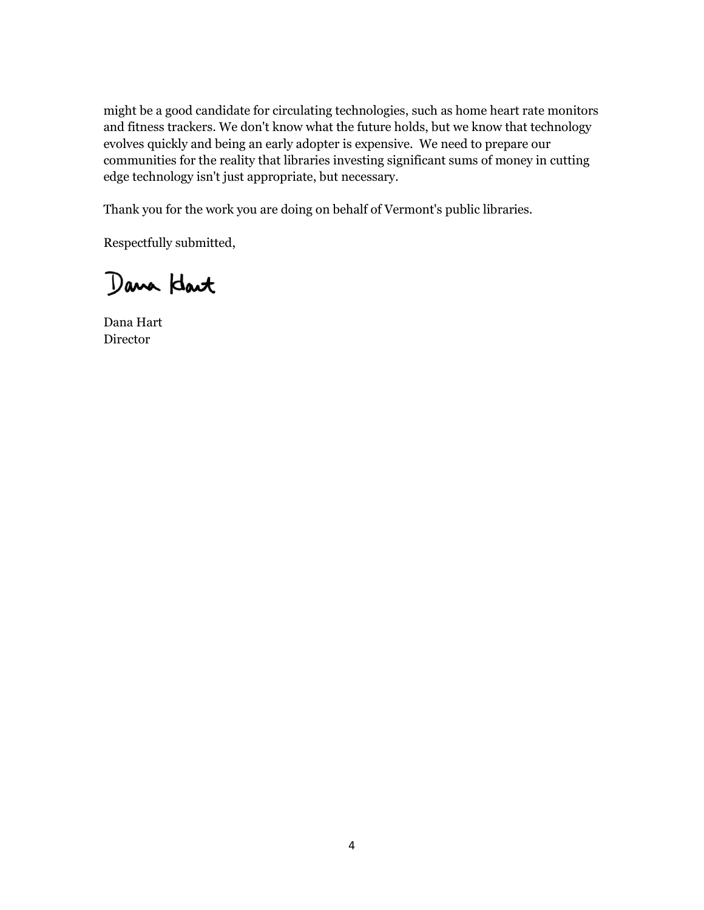might be a good candidate for circulating technologies, such as home heart rate monitors and fitness trackers. We don't know what the future holds, but we know that technology evolves quickly and being an early adopter is expensive. We need to prepare our communities for the reality that libraries investing significant sums of money in cutting edge technology isn't just appropriate, but necessary.

Thank you for the work you are doing on behalf of Vermont's public libraries.

Respectfully submitted,

Dana Hart

Dana Hart
Director